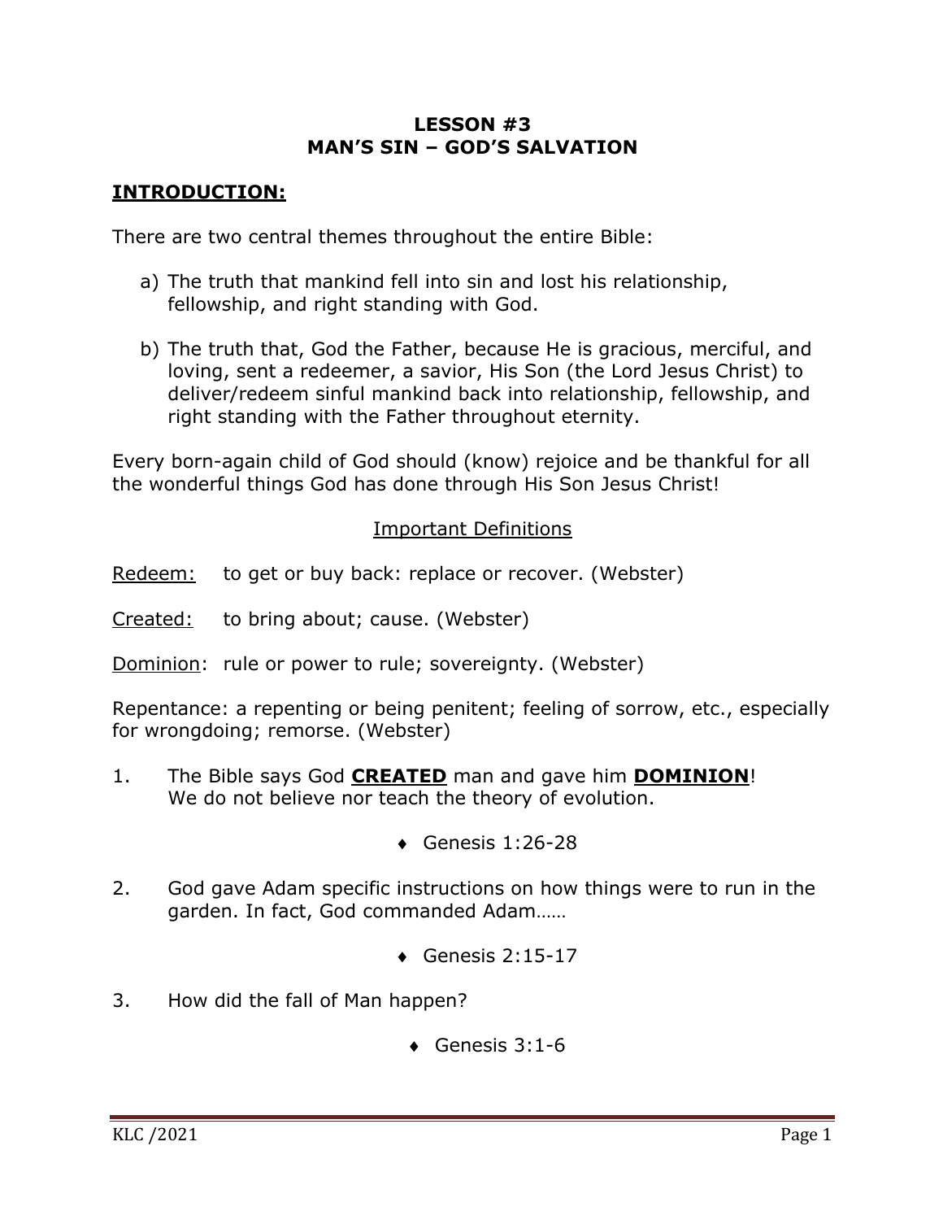# LESSON #3
# MAN'S SIN – GOD'S SALVATION

## **INTRODUCTION:**

There are two central themes throughout the entire Bible:

a) The truth that mankind fell into sin and lost his relationship, fellowship, and right standing with God.

b) The truth that, God the Father, because He is gracious, merciful, and loving, sent a redeemer, a savior, His Son (the Lord Jesus Christ) to deliver/redeem sinful mankind back into relationship, fellowship, and right standing with the Father throughout eternity.

Every born-again child of God should (know) rejoice and be thankful for all the wonderful things God has done through His Son Jesus Christ!

<u>Important Definitions</u>

<u>Redeem:</u> to get or buy back: replace or recover. (Webster)

<u>Created:</u> to bring about; cause. (Webster)

<u>Dominion</u>: rule or power to rule; sovereignty. (Webster)

Repentance: a repenting or being penitent; feeling of sorrow, etc., especially for wrongdoing; remorse. (Webster)

1. The Bible says God **<u>CREATED</u>** man and gave him **<u>DOMINION</u>**! We do not believe nor teach the theory of evolution.

   - Genesis 1:26-28

2. God gave Adam specific instructions on how things were to run in the garden. In fact, God commanded Adam……

   - Genesis 2:15-17

3. How did the fall of Man happen?

   - Genesis 3:1-6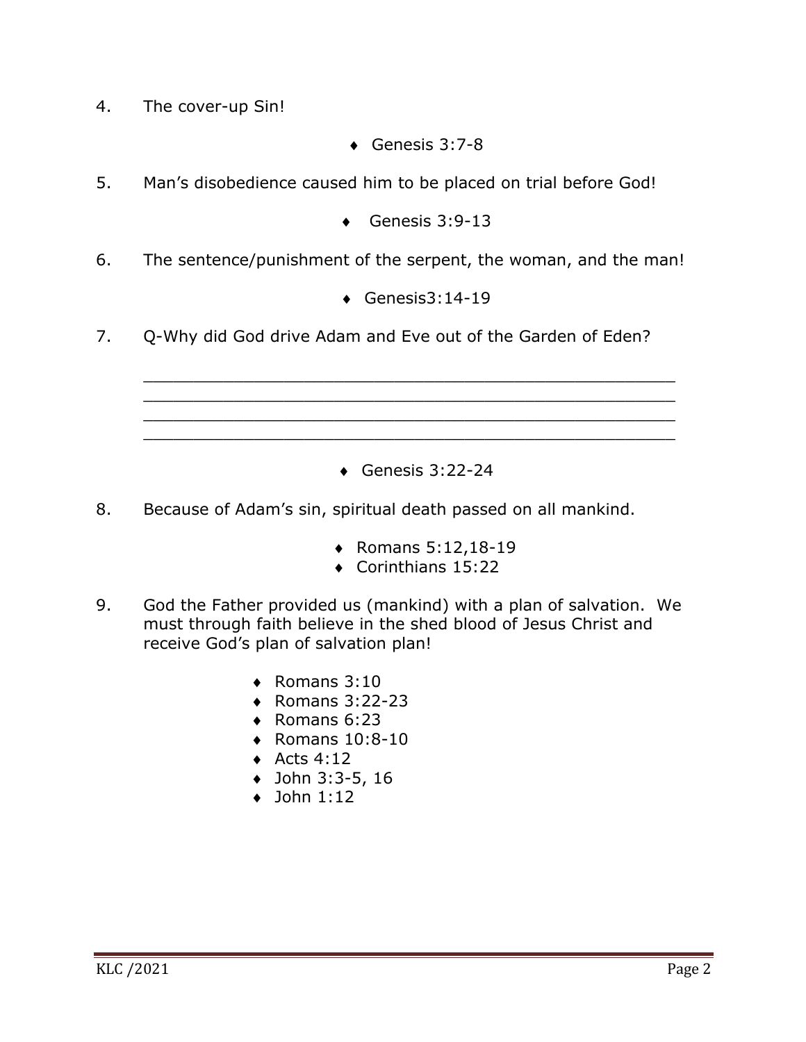4. The cover-up Sin!

   - Genesis 3:7-8

5. Man's disobedience caused him to be placed on trial before God!

   - Genesis 3:9-13

6. The sentence/punishment of the serpent, the woman, and the man!

   - Genesis3:14-19

7. Q-Why did God drive Adam and Eve out of the Garden of Eden?

   ______________________________________________________
   ______________________________________________________
   ______________________________________________________
   ______________________________________________________

   - Genesis 3:22-24

8. Because of Adam's sin, spiritual death passed on all mankind.

   - Romans 5:12,18-19
   - Corinthians 15:22

9. God the Father provided us (mankind) with a plan of salvation. We must through faith believe in the shed blood of Jesus Christ and receive God's plan of salvation plan!

   - Romans 3:10
   - Romans 3:22-23
   - Romans 6:23
   - Romans 10:8-10
   - Acts 4:12
   - John 3:3-5, 16
   - John 1:12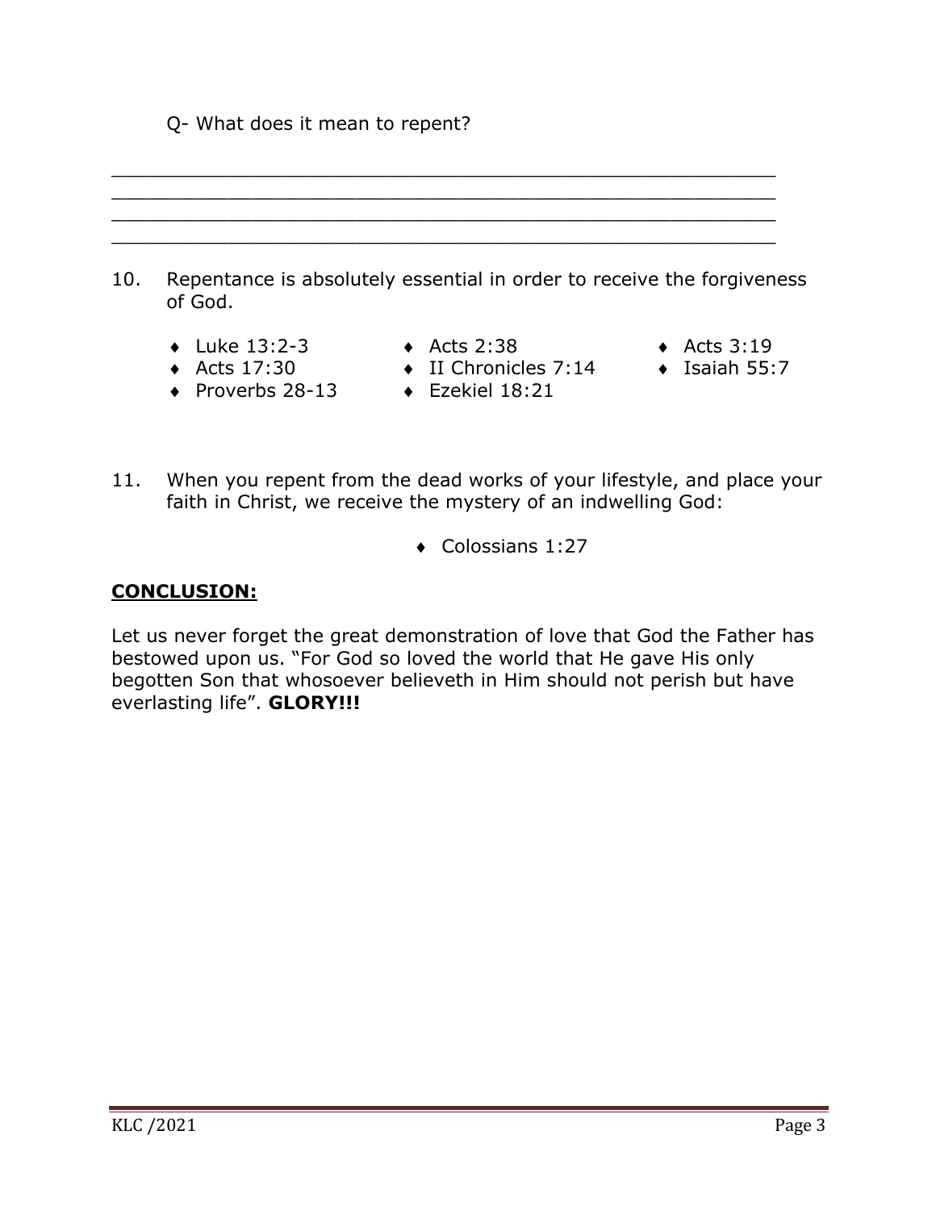Q- What does it mean to repent?

\_\_\_\_\_\_\_\_\_\_\_\_\_\_\_\_\_\_\_\_\_\_\_\_\_\_\_\_\_\_\_\_\_\_\_\_\_\_\_\_\_\_\_\_\_\_\_\_\_\_\_\_\_\_\_\_\_\_\_\_
\_\_\_\_\_\_\_\_\_\_\_\_\_\_\_\_\_\_\_\_\_\_\_\_\_\_\_\_\_\_\_\_\_\_\_\_\_\_\_\_\_\_\_\_\_\_\_\_\_\_\_\_\_\_\_\_\_\_\_\_
\_\_\_\_\_\_\_\_\_\_\_\_\_\_\_\_\_\_\_\_\_\_\_\_\_\_\_\_\_\_\_\_\_\_\_\_\_\_\_\_\_\_\_\_\_\_\_\_\_\_\_\_\_\_\_\_\_\_\_\_
\_\_\_\_\_\_\_\_\_\_\_\_\_\_\_\_\_\_\_\_\_\_\_\_\_\_\_\_\_\_\_\_\_\_\_\_\_\_\_\_\_\_\_\_\_\_\_\_\_\_\_\_\_\_\_\_\_\_\_\_

10. Repentance is absolutely essential in order to receive the forgiveness of God.

   - Luke 13:2-3
   - Acts 2:38
   - Acts 3:19
   - Acts 17:30
   - II Chronicles 7:14
   - Isaiah 55:7
   - Proverbs 28-13
   - Ezekiel 18:21

11. When you repent from the dead works of your lifestyle, and place your faith in Christ, we receive the mystery of an indwelling God:

   - Colossians 1:27

## CONCLUSION:

Let us never forget the great demonstration of love that God the Father has bestowed upon us. "For God so loved the world that He gave His only begotten Son that whosoever believeth in Him should not perish but have everlasting life". **GLORY!!!**